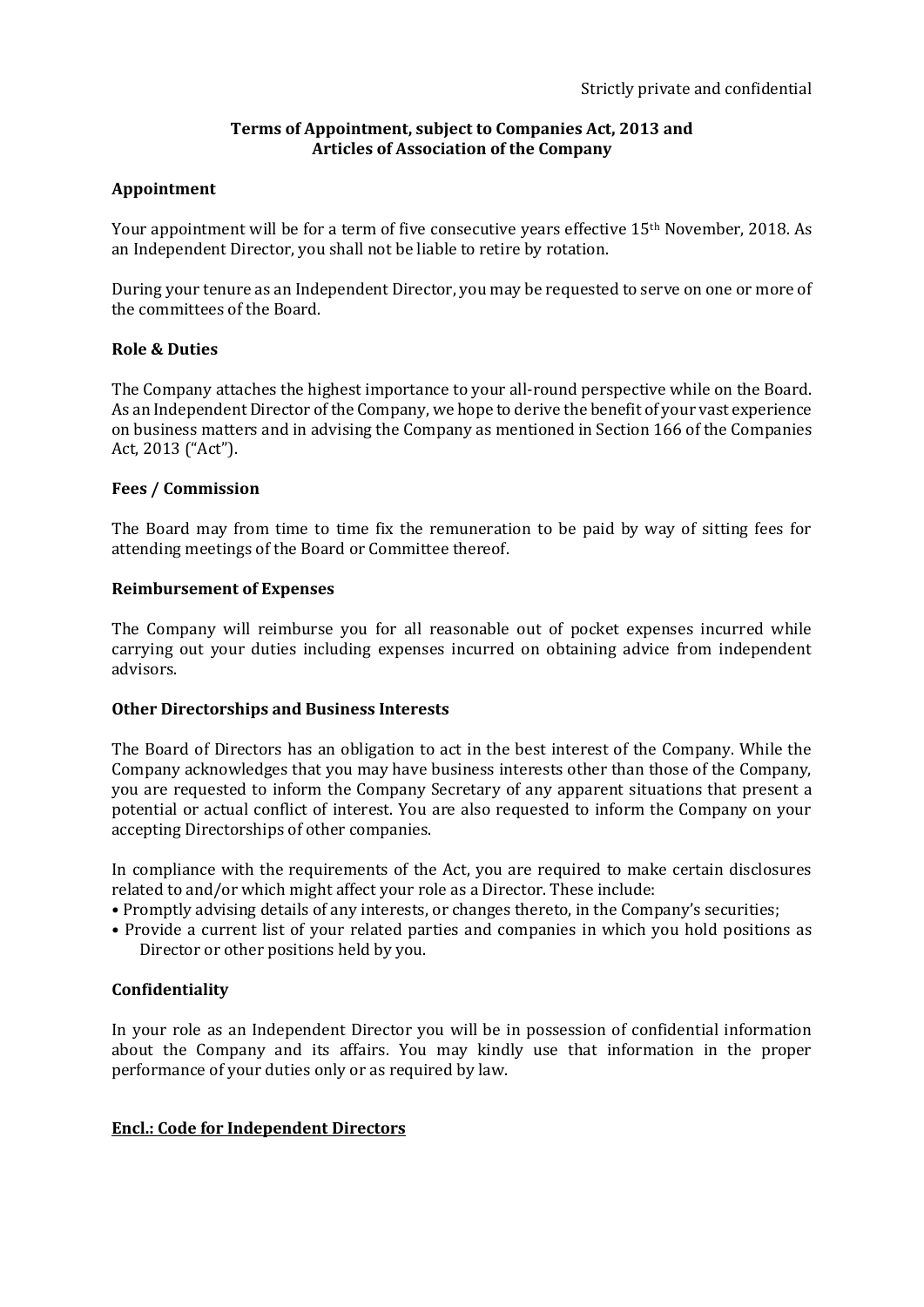Strictly private and confidential

## Terms of Appointment, subject to Companies Act, 2013 and Articles of Association of the Company

### Appointment

Your appointment will be for a term of five consecutive years effective 15th November, 2018. As an Independent Director, you shall not be liable to retire by rotation.

During your tenure as an Independent Director, you may be requested to serve on one or more of the committees of the Board.

### Role & Duties

The Company attaches the highest importance to your all-round perspective while on the Board. As an Independent Director of the Company, we hope to derive the benefit of your vast experience on business matters and in advising the Company as mentioned in Section 166 of the Companies Act, 2013 ("Act").

### Fees / Commission

The Board may from time to time fix the remuneration to be paid by way of sitting fees for attending meetings of the Board or Committee thereof.

### Reimbursement of Expenses

The Company will reimburse you for all reasonable out of pocket expenses incurred while carrying out your duties including expenses incurred on obtaining advice from independent advisors.

### Other Directorships and Business Interests

The Board of Directors has an obligation to act in the best interest of the Company. While the Company acknowledges that you may have business interests other than those of the Company, you are requested to inform the Company Secretary of any apparent situations that present a potential or actual conflict of interest. You are also requested to inform the Company on your accepting Directorships of other companies.

In compliance with the requirements of the Act, you are required to make certain disclosures related to and/or which might affect your role as a Director. These include:

- Promptly advising details of any interests, or changes thereto, in the Company's securities;
- Provide a current list of your related parties and companies in which you hold positions as Director or other positions held by you.

### Confidentiality

In your role as an Independent Director you will be in possession of confidential information about the Company and its affairs. You may kindly use that information in the proper performance of your duties only or as required by law.

**Encl.: Code for Independent Directors**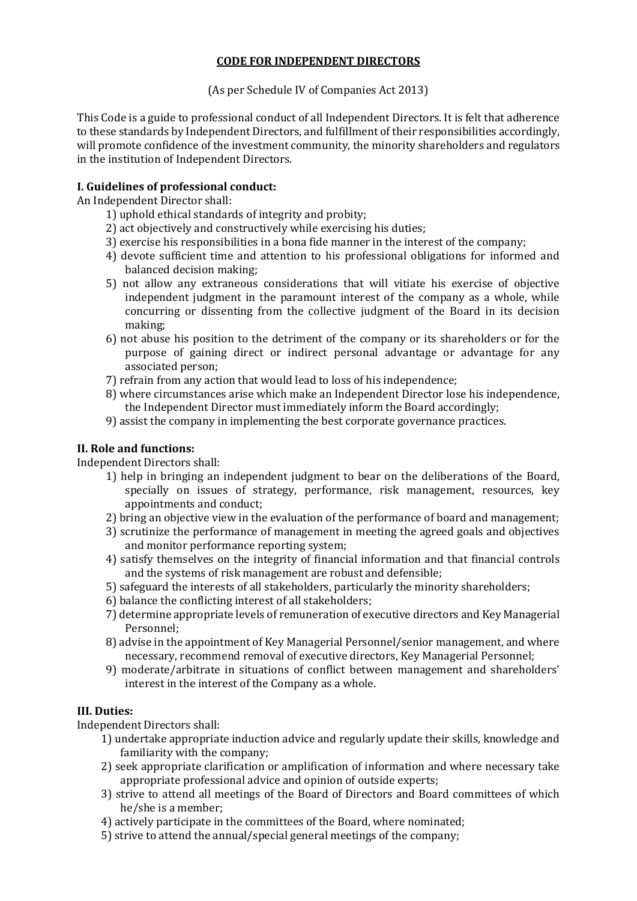# CODE FOR INDEPENDENT DIRECTORS

(As per Schedule IV of Companies Act 2013)

This Code is a guide to professional conduct of all Independent Directors. It is felt that adherence to these standards by Independent Directors, and fulfillment of their responsibilities accordingly, will promote confidence of the investment community, the minority shareholders and regulators in the institution of Independent Directors.

## I. Guidelines of professional conduct:

An Independent Director shall:

1) uphold ethical standards of integrity and probity;
2) act objectively and constructively while exercising his duties;
3) exercise his responsibilities in a bona fide manner in the interest of the company;
4) devote sufficient time and attention to his professional obligations for informed and balanced decision making;
5) not allow any extraneous considerations that will vitiate his exercise of objective independent judgment in the paramount interest of the company as a whole, while concurring or dissenting from the collective judgment of the Board in its decision making;
6) not abuse his position to the detriment of the company or its shareholders or for the purpose of gaining direct or indirect personal advantage or advantage for any associated person;
7) refrain from any action that would lead to loss of his independence;
8) where circumstances arise which make an Independent Director lose his independence, the Independent Director must immediately inform the Board accordingly;
9) assist the company in implementing the best corporate governance practices.

## II. Role and functions:

Independent Directors shall:

1) help in bringing an independent judgment to bear on the deliberations of the Board, specially on issues of strategy, performance, risk management, resources, key appointments and conduct;
2) bring an objective view in the evaluation of the performance of board and management;
3) scrutinize the performance of management in meeting the agreed goals and objectives and monitor performance reporting system;
4) satisfy themselves on the integrity of financial information and that financial controls and the systems of risk management are robust and defensible;
5) safeguard the interests of all stakeholders, particularly the minority shareholders;
6) balance the conflicting interest of all stakeholders;
7) determine appropriate levels of remuneration of executive directors and Key Managerial Personnel;
8) advise in the appointment of Key Managerial Personnel/senior management, and where necessary, recommend removal of executive directors, Key Managerial Personnel;
9) moderate/arbitrate in situations of conflict between management and shareholders' interest in the interest of the Company as a whole.

## III. Duties:

Independent Directors shall:

1) undertake appropriate induction advice and regularly update their skills, knowledge and familiarity with the company;
2) seek appropriate clarification or amplification of information and where necessary take appropriate professional advice and opinion of outside experts;
3) strive to attend all meetings of the Board of Directors and Board committees of which he/she is a member;
4) actively participate in the committees of the Board, where nominated;
5) strive to attend the annual/special general meetings of the company;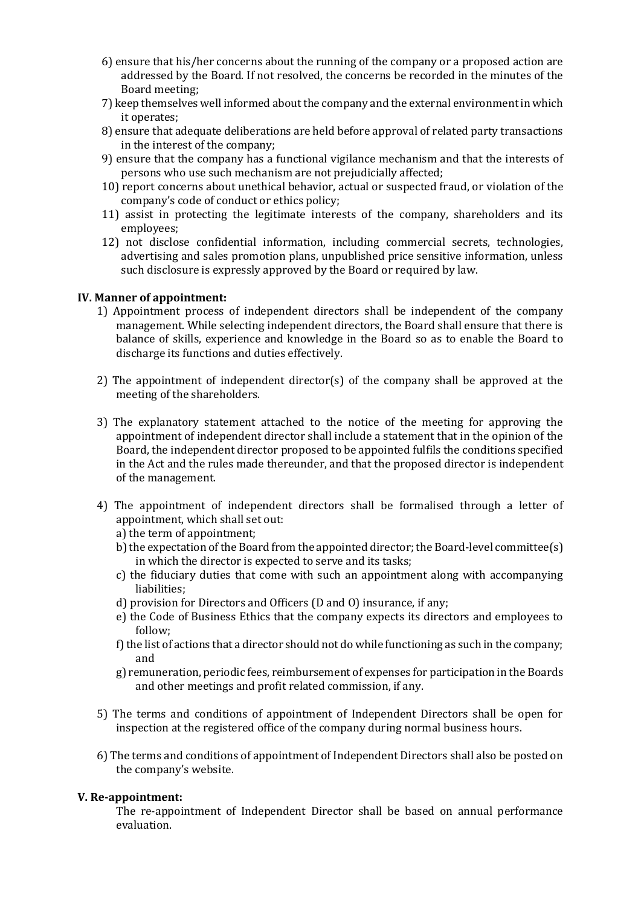6) ensure that his/her concerns about the running of the company or a proposed action are addressed by the Board. If not resolved, the concerns be recorded in the minutes of the Board meeting;
7) keep themselves well informed about the company and the external environment in which it operates;
8) ensure that adequate deliberations are held before approval of related party transactions in the interest of the company;
9) ensure that the company has a functional vigilance mechanism and that the interests of persons who use such mechanism are not prejudicially affected;
10) report concerns about unethical behavior, actual or suspected fraud, or violation of the company's code of conduct or ethics policy;
11) assist in protecting the legitimate interests of the company, shareholders and its employees;
12) not disclose confidential information, including commercial secrets, technologies, advertising and sales promotion plans, unpublished price sensitive information, unless such disclosure is expressly approved by the Board or required by law.

**IV. Manner of appointment:**

1) Appointment process of independent directors shall be independent of the company management. While selecting independent directors, the Board shall ensure that there is balance of skills, experience and knowledge in the Board so as to enable the Board to discharge its functions and duties effectively.

2) The appointment of independent director(s) of the company shall be approved at the meeting of the shareholders.

3) The explanatory statement attached to the notice of the meeting for approving the appointment of independent director shall include a statement that in the opinion of the Board, the independent director proposed to be appointed fulfils the conditions specified in the Act and the rules made thereunder, and that the proposed director is independent of the management.

4) The appointment of independent directors shall be formalised through a letter of appointment, which shall set out:
   a) the term of appointment;
   b) the expectation of the Board from the appointed director; the Board-level committee(s) in which the director is expected to serve and its tasks;
   c) the fiduciary duties that come with such an appointment along with accompanying liabilities;
   d) provision for Directors and Officers (D and O) insurance, if any;
   e) the Code of Business Ethics that the company expects its directors and employees to follow;
   f) the list of actions that a director should not do while functioning as such in the company; and
   g) remuneration, periodic fees, reimbursement of expenses for participation in the Boards and other meetings and profit related commission, if any.

5) The terms and conditions of appointment of Independent Directors shall be open for inspection at the registered office of the company during normal business hours.

6) The terms and conditions of appointment of Independent Directors shall also be posted on the company's website.

**V. Re-appointment:**

The re-appointment of Independent Director shall be based on annual performance evaluation.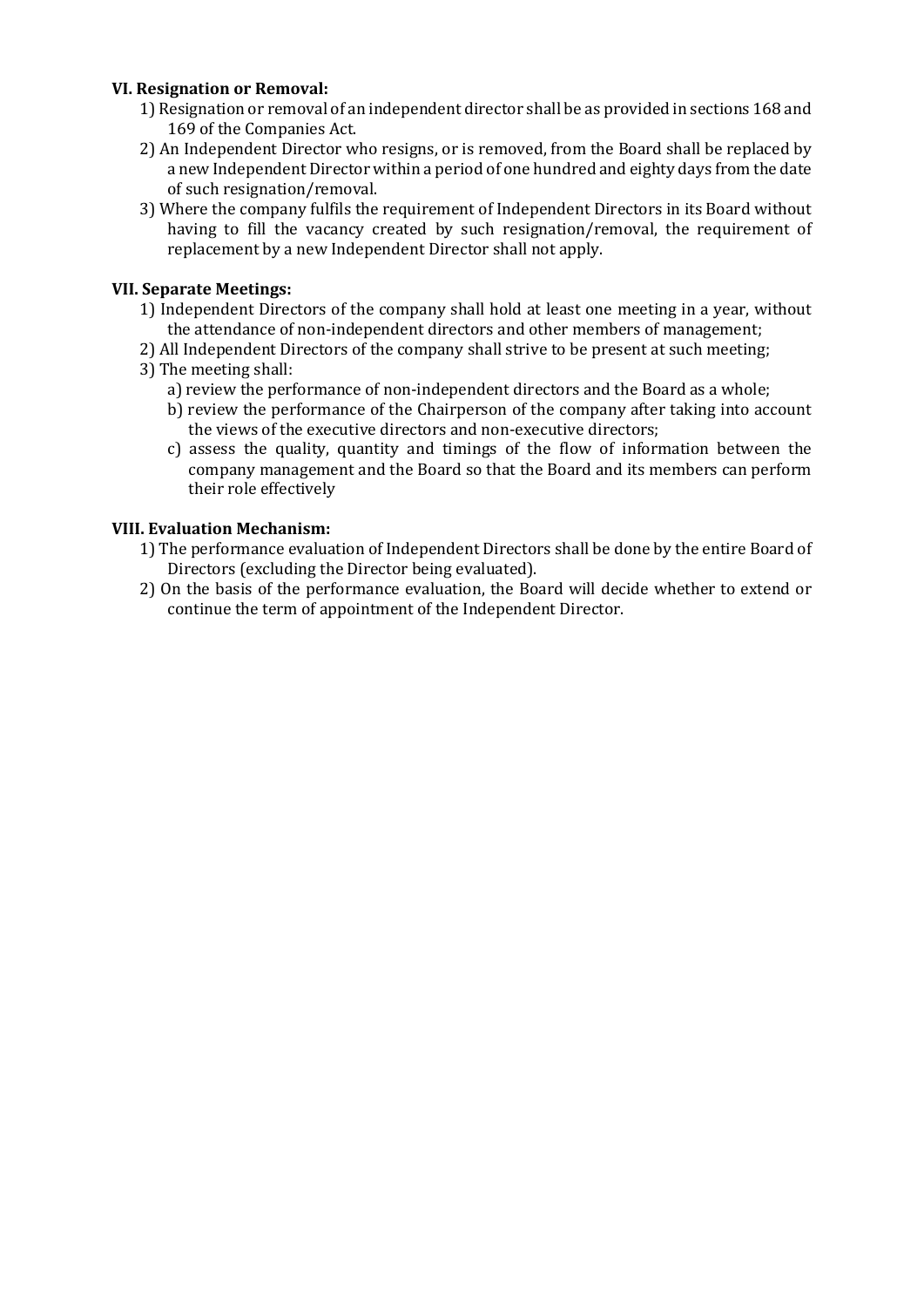**VI. Resignation or Removal:**

1) Resignation or removal of an independent director shall be as provided in sections 168 and 169 of the Companies Act.
2) An Independent Director who resigns, or is removed, from the Board shall be replaced by a new Independent Director within a period of one hundred and eighty days from the date of such resignation/removal.
3) Where the company fulfils the requirement of Independent Directors in its Board without having to fill the vacancy created by such resignation/removal, the requirement of replacement by a new Independent Director shall not apply.

**VII. Separate Meetings:**

1) Independent Directors of the company shall hold at least one meeting in a year, without the attendance of non-independent directors and other members of management;
2) All Independent Directors of the company shall strive to be present at such meeting;
3) The meeting shall:
   a) review the performance of non-independent directors and the Board as a whole;
   b) review the performance of the Chairperson of the company after taking into account the views of the executive directors and non-executive directors;
   c) assess the quality, quantity and timings of the flow of information between the company management and the Board so that the Board and its members can perform their role effectively

**VIII. Evaluation Mechanism:**

1) The performance evaluation of Independent Directors shall be done by the entire Board of Directors (excluding the Director being evaluated).
2) On the basis of the performance evaluation, the Board will decide whether to extend or continue the term of appointment of the Independent Director.